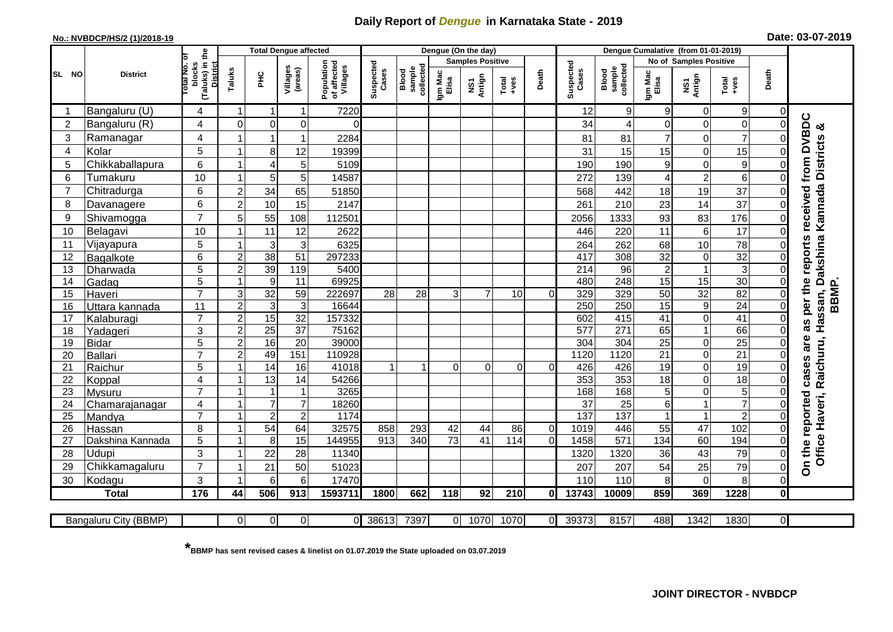# Daily Report of *Dengue* in Karnataka State - 2019

**No.: NVBDCP/HS/2 (1)/2018-19**

**Date: 03-07-2019**

| SL NO | District | Total No. of blocks (Taluks) in the District | Total Dengue affected | | | | Dengue (On the day) | | | | | | | Dengue Cumalative (from 01-01-2019) | | | | | | | |
|---|---|---|---|---|---|---|---|---|---|---|---|---|---|---|---|---|---|---|---|---|
| | | | Taluks | PHC | Villages (areas) | Population of affected Villages | Suspected Cases | Blood sample collected | Samples Positive | | | Death | Suspected Cases | Blood sample collected | No of Samples Positive | | | Death | |
| | | | | | | | | | Igm Mac Elisa | NS1 Antign | Total +ves | | | | Igm Mac Elisa | NS1 Antign | Total +ves | | |
| 1 | Bangaluru (U) | 4 | 1 | 1 | 1 | 7220 | | | | | | | 12 | 9 | 9 | 0 | 9 | 0 | On the reported cases are as per the reports received from DVBDC Office Haveri, Raichuru, Hassan, Dakshina Kannada Districts & BBMP. |
| 2 | Bangaluru (R) | 4 | 0 | 0 | 0 | 0 | | | | | | | 34 | 4 | 0 | 0 | 0 | 0 | |
| 3 | Ramanagar | 4 | 1 | 1 | 1 | 2284 | | | | | | | 81 | 81 | 7 | 0 | 7 | 0 | |
| 4 | Kolar | 5 | 1 | 8 | 12 | 19399 | | | | | | | 31 | 15 | 15 | 0 | 15 | 0 | |
| 5 | Chikkaballapura | 6 | 1 | 4 | 5 | 5109 | | | | | | | 190 | 190 | 9 | 0 | 9 | 0 | |
| 6 | Tumakuru | 10 | 1 | 5 | 5 | 14587 | | | | | | | 272 | 139 | 4 | 2 | 6 | 0 | |
| 7 | Chitradurga | 6 | 2 | 34 | 65 | 51850 | | | | | | | 568 | 442 | 18 | 19 | 37 | 0 | |
| 8 | Davanagere | 6 | 2 | 10 | 15 | 2147 | | | | | | | 261 | 210 | 23 | 14 | 37 | 0 | |
| 9 | Shivamogga | 7 | 5 | 55 | 108 | 112501 | | | | | | | 2056 | 1333 | 93 | 83 | 176 | 0 | |
| 10 | Belagavi | 10 | 1 | 11 | 12 | 2622 | | | | | | | 446 | 220 | 11 | 6 | 17 | 0 | |
| 11 | Vijayapura | 5 | 1 | 3 | 3 | 6325 | | | | | | | 264 | 262 | 68 | 10 | 78 | 0 | |
| 12 | Bagalkote | 6 | 2 | 38 | 51 | 297233 | | | | | | | 417 | 308 | 32 | 0 | 32 | 0 | |
| 13 | Dharwada | 5 | 2 | 39 | 119 | 5400 | | | | | | | 214 | 96 | 2 | 1 | 3 | 0 | |
| 14 | Gadag | 5 | 1 | 9 | 11 | 69925 | | | | | | | 480 | 248 | 15 | 15 | 30 | 0 | |
| 15 | Haveri | 7 | 3 | 32 | 59 | 222697 | 28 | 28 | 3 | 7 | 10 | 0 | 329 | 329 | 50 | 32 | 82 | 0 | |
| 16 | Uttara kannada | 11 | 2 | 3 | 3 | 16644 | | | | | | | 250 | 250 | 15 | 9 | 24 | 0 | |
| 17 | Kalaburagi | 7 | 2 | 15 | 32 | 157332 | | | | | | | 602 | 415 | 41 | 0 | 41 | 0 | |
| 18 | Yadageri | 3 | 2 | 25 | 37 | 75162 | | | | | | | 577 | 271 | 65 | 1 | 66 | 0 | |
| 19 | Bidar | 5 | 2 | 16 | 20 | 39000 | | | | | | | 304 | 304 | 25 | 0 | 25 | 0 | |
| 20 | Ballari | 7 | 2 | 49 | 151 | 110928 | | | | | | | 1120 | 1120 | 21 | 0 | 21 | 0 | |
| 21 | Raichur | 5 | 1 | 14 | 16 | 41018 | 1 | 1 | 0 | 0 | 0 | 0 | 426 | 426 | 19 | 0 | 19 | 0 | |
| 22 | Koppal | 4 | 1 | 13 | 14 | 54266 | | | | | | | 353 | 353 | 18 | 0 | 18 | 0 | |
| 23 | Mysuru | 7 | 1 | 1 | 1 | 3265 | | | | | | | 168 | 168 | 5 | 0 | 5 | 0 | |
| 24 | Chamarajanagar | 4 | 1 | 7 | 7 | 18260 | | | | | | | 37 | 25 | 6 | 1 | 7 | 0 | |
| 25 | Mandya | 7 | 1 | 2 | 2 | 1174 | | | | | | | 137 | 137 | 1 | 1 | 2 | 0 | |
| 26 | Hassan | 8 | 1 | 54 | 64 | 32575 | 858 | 293 | 42 | 44 | 86 | 0 | 1019 | 446 | 55 | 47 | 102 | 0 | |
| 27 | Dakshina Kannada | 5 | 1 | 8 | 15 | 144955 | 913 | 340 | 73 | 41 | 114 | 0 | 1458 | 571 | 134 | 60 | 194 | 0 | |
| 28 | Udupi | 3 | 1 | 22 | 28 | 11340 | | | | | | | 1320 | 1320 | 36 | 43 | 79 | 0 | |
| 29 | Chikkamagaluru | 7 | 1 | 21 | 50 | 51023 | | | | | | | 207 | 207 | 54 | 25 | 79 | 0 | |
| 30 | Kodagu | 3 | 1 | 6 | 6 | 17470 | | | | | | | 110 | 110 | 8 | 0 | 8 | 0 | |
| | **Total** | **176** | **44** | **506** | **913** | **1593711** | **1800** | **662** | **118** | **92** | **210** | **0** | **13743** | **10009** | **859** | **369** | **1228** | **0** | |

| Bangaluru City (BBMP) | | 0 | 0 | 0 | 0 | 38613 | 7397 | 0 | 1070 | 1070 | 0 | 39373 | 8157 | 488 | 1342 | 1830 | 0 |
|---|---|---|---|---|---|---|---|---|---|---|---|---|---|---|---|---|---|

**\*BBMP has sent revised cases & linelist on 01.07.2019 the State uploaded on 03.07.2019**

**JOINT DIRECTOR - NVBDCP**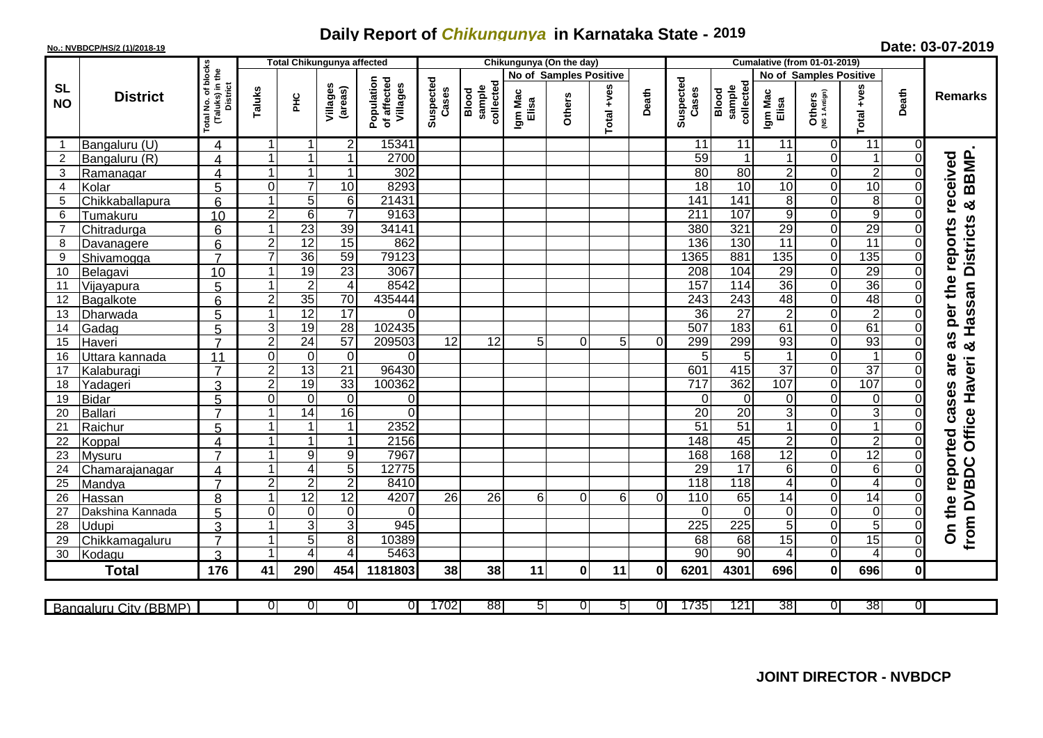# Daily Report of *Chikungunya* in Karnataka State - 2019

**No.: NVBDCP/HS/2 (1)/2018-19**

**Date: 03-07-2019**

| SL NO | District | Total No. of blocks (Taluks) in the District | Total Chikungunya affected | | | | Chikungunya (On the day) | | | | | | | Cumalative (from 01-01-2019) | | | | | | | Remarks |
|---|---|---|---|---|---|---|---|---|---|---|---|---|---|---|---|---|---|---|---|---|---|
| | | | | | | | | | No of Samples Positive | | | | | | No of Samples Positive | | | | | |
| | | | Taluks | PHC | Villages (areas) | Population of affected Villages | Suspected Cases | Blood sample collected | Igm Mac Elisa | Others | Total +ves | Death | Suspected Cases | Blood sample collected | Igm Mac Elisa | Others (NS 1 Antign) | Total +ves | Death | |
| 1 | Bangaluru (U) | 4 | 1 | 1 | 2 | 15341 | | | | | | | 11 | 11 | 11 | 0 | 11 | 0 | On the reported cases are as per the reports received from DVBDC Office Haveri & Hassan Districts & BBMP. |
| 2 | Bangaluru (R) | 4 | 1 | 1 | 1 | 2700 | | | | | | | 59 | 1 | 1 | 0 | 1 | 0 | |
| 3 | Ramanagar | 4 | 1 | 1 | 1 | 302 | | | | | | | 80 | 80 | 2 | 0 | 2 | 0 | |
| 4 | Kolar | 5 | 0 | 7 | 10 | 8293 | | | | | | | 18 | 10 | 10 | 0 | 10 | 0 | |
| 5 | Chikkaballapura | 6 | 1 | 5 | 6 | 21431 | | | | | | | 141 | 141 | 8 | 0 | 8 | 0 | |
| 6 | Tumakuru | 10 | 2 | 6 | 7 | 9163 | | | | | | | 211 | 107 | 9 | 0 | 9 | 0 | |
| 7 | Chitradurga | 6 | 1 | 23 | 39 | 34141 | | | | | | | 380 | 321 | 29 | 0 | 29 | 0 | |
| 8 | Davanagere | 6 | 2 | 12 | 15 | 862 | | | | | | | 136 | 130 | 11 | 0 | 11 | 0 | |
| 9 | Shivamogga | 7 | 7 | 36 | 59 | 79123 | | | | | | | 1365 | 881 | 135 | 0 | 135 | 0 | |
| 10 | Belagavi | 10 | 1 | 19 | 23 | 3067 | | | | | | | 208 | 104 | 29 | 0 | 29 | 0 | |
| 11 | Vijayapura | 5 | 1 | 2 | 4 | 8542 | | | | | | | 157 | 114 | 36 | 0 | 36 | 0 | |
| 12 | Bagalkote | 6 | 2 | 35 | 70 | 435444 | | | | | | | 243 | 243 | 48 | 0 | 48 | 0 | |
| 13 | Dharwada | 5 | 1 | 12 | 17 | 0 | | | | | | | 36 | 27 | 2 | 0 | 2 | 0 | |
| 14 | Gadag | 5 | 3 | 19 | 28 | 102435 | | | | | | | 507 | 183 | 61 | 0 | 61 | 0 | |
| 15 | Haveri | 7 | 2 | 24 | 57 | 209503 | 12 | 12 | 5 | 0 | 5 | 0 | 299 | 299 | 93 | 0 | 93 | 0 | |
| 16 | Uttara kannada | 11 | 0 | 0 | 0 | 0 | | | | | | | 5 | 5 | 1 | 0 | 1 | 0 | |
| 17 | Kalaburagi | 7 | 2 | 13 | 21 | 96430 | | | | | | | 601 | 415 | 37 | 0 | 37 | 0 | |
| 18 | Yadageri | 3 | 2 | 19 | 33 | 100362 | | | | | | | 717 | 362 | 107 | 0 | 107 | 0 | |
| 19 | Bidar | 5 | 0 | 0 | 0 | 0 | | | | | | | 0 | 0 | 0 | 0 | 0 | 0 | |
| 20 | Ballari | 7 | 1 | 14 | 16 | 0 | | | | | | | 20 | 20 | 3 | 0 | 3 | 0 | |
| 21 | Raichur | 5 | 1 | 1 | 1 | 2352 | | | | | | | 51 | 51 | 1 | 0 | 1 | 0 | |
| 22 | Koppal | 4 | 1 | 1 | 1 | 2156 | | | | | | | 148 | 45 | 2 | 0 | 2 | 0 | |
| 23 | Mysuru | 7 | 1 | 9 | 9 | 7967 | | | | | | | 168 | 168 | 12 | 0 | 12 | 0 | |
| 24 | Chamarajanagar | 4 | 1 | 4 | 5 | 12775 | | | | | | | 29 | 17 | 6 | 0 | 6 | 0 | |
| 25 | Mandya | 7 | 2 | 2 | 2 | 8410 | | | | | | | 118 | 118 | 4 | 0 | 4 | 0 | |
| 26 | Hassan | 8 | 1 | 12 | 12 | 4207 | 26 | 26 | 6 | 0 | 6 | 0 | 110 | 65 | 14 | 0 | 14 | 0 | |
| 27 | Dakshina Kannada | 5 | 0 | 0 | 0 | 0 | | | | | | | 0 | 0 | 0 | 0 | 0 | 0 | |
| 28 | Udupi | 3 | 1 | 3 | 3 | 945 | | | | | | | 225 | 225 | 5 | 0 | 5 | 0 | |
| 29 | Chikkamagaluru | 7 | 1 | 5 | 8 | 10389 | | | | | | | 68 | 68 | 15 | 0 | 15 | 0 | |
| 30 | Kodagu | 3 | 1 | 4 | 4 | 5463 | | | | | | | 90 | 90 | 4 | 0 | 4 | 0 | |
| **Total** | | **176** | **41** | **290** | **454** | **1181803** | **38** | **38** | **11** | **0** | **11** | **0** | **6201** | **4301** | **696** | **0** | **696** | **0** | |

| | | | | | | | | | | | | | | | | | | |
|---|---|---|---|---|---|---|---|---|---|---|---|---|---|---|---|---|---|---|
| Bangaluru City (BBMP) | | 0 | 0 | 0 | 0 | 1702 | 88 | 5 | 0 | 5 | 0 | 1735 | 121 | 38 | 0 | 38 | 0 | |

**JOINT DIRECTOR - NVBDCP**